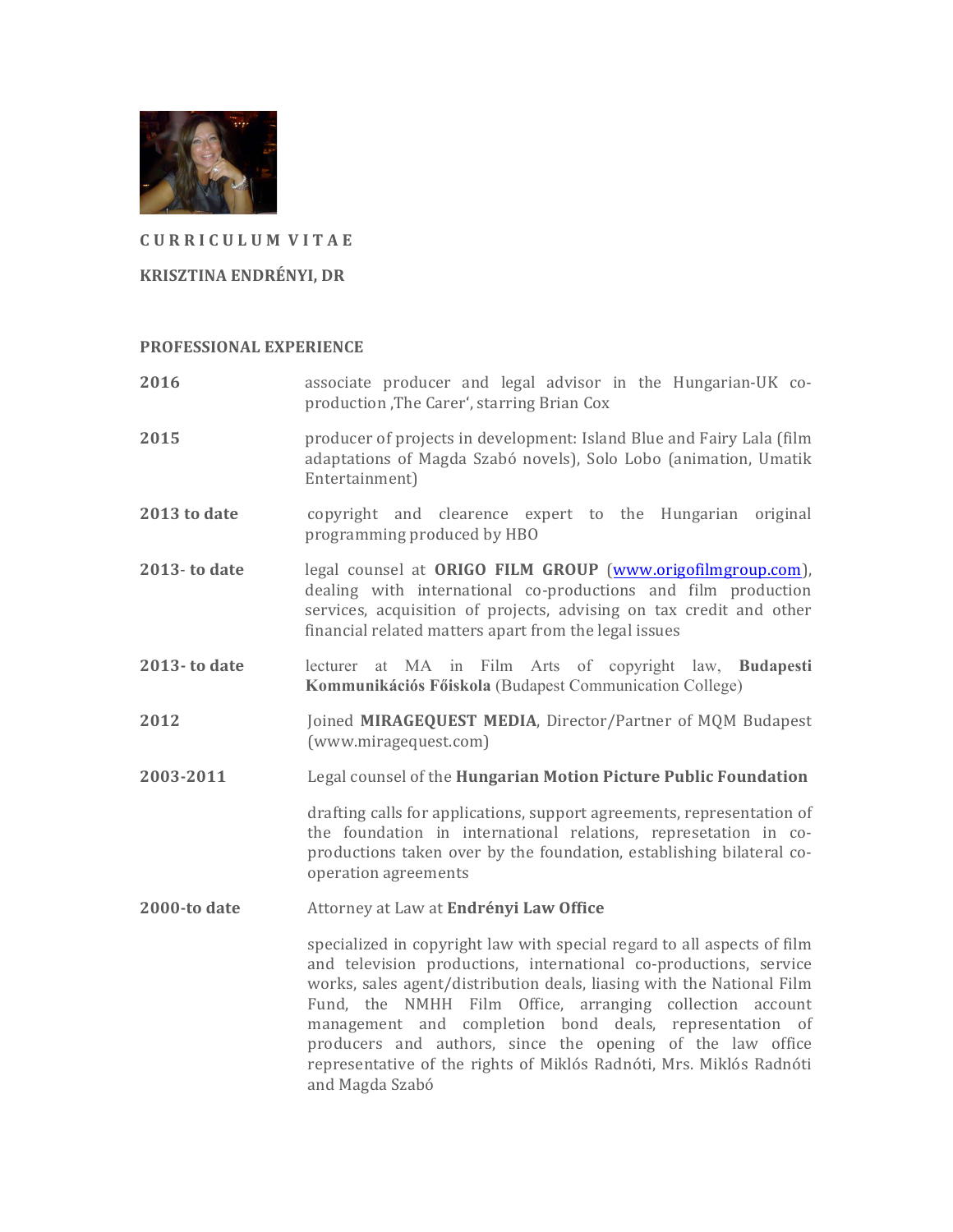**C U R R I C U L U M  V I T A E**

**KRISZTINA ENDRÉNYI, DR**

## PROFESSIONAL EXPERIENCE

| | |
|---|---|
| **2016** | associate producer and legal advisor in the Hungarian-UK co-production ,The Carer', starring Brian Cox |
| **2015** | producer of projects in development: Island Blue and Fairy Lala (film adaptations of Magda Szabó novels), Solo Lobo (animation, Umatik Entertainment) |
| **2013 to date** | copyright and clearence expert to the Hungarian original programming produced by HBO |
| **2013- to date** | legal counsel at **ORIGO FILM GROUP** (www.origofilmgroup.com), dealing with international co-productions and film production services, acquisition of projects, advising on tax credit and other financial related matters apart from the legal issues |
| **2013- to date** | lecturer at MA in Film Arts of copyright law, **Budapesti Kommunikációs Főiskola** (Budapest Communication College) |
| **2012** | Joined **MIRAGEQUEST MEDIA**, Director/Partner of MQM Budapest (www.miragequest.com) |
| **2003-2011** | Legal counsel of the **Hungarian Motion Picture Public Foundation**<br><br>drafting calls for applications, support agreements, representation of the foundation in international relations, represetation in co-productions taken over by the foundation, establishing bilateral co-operation agreements |
| **2000-to date** | Attorney at Law at **Endrényi Law Office**<br><br>specialized in copyright law with special regard to all aspects of film and television productions, international co-productions, service works, sales agent/distribution deals, liasing with the National Film Fund, the NMHH Film Office, arranging collection account management and completion bond deals, representation of producers and authors, since the opening of the law office representative of the rights of Miklós Radnóti, Mrs. Miklós Radnóti and Magda Szabó |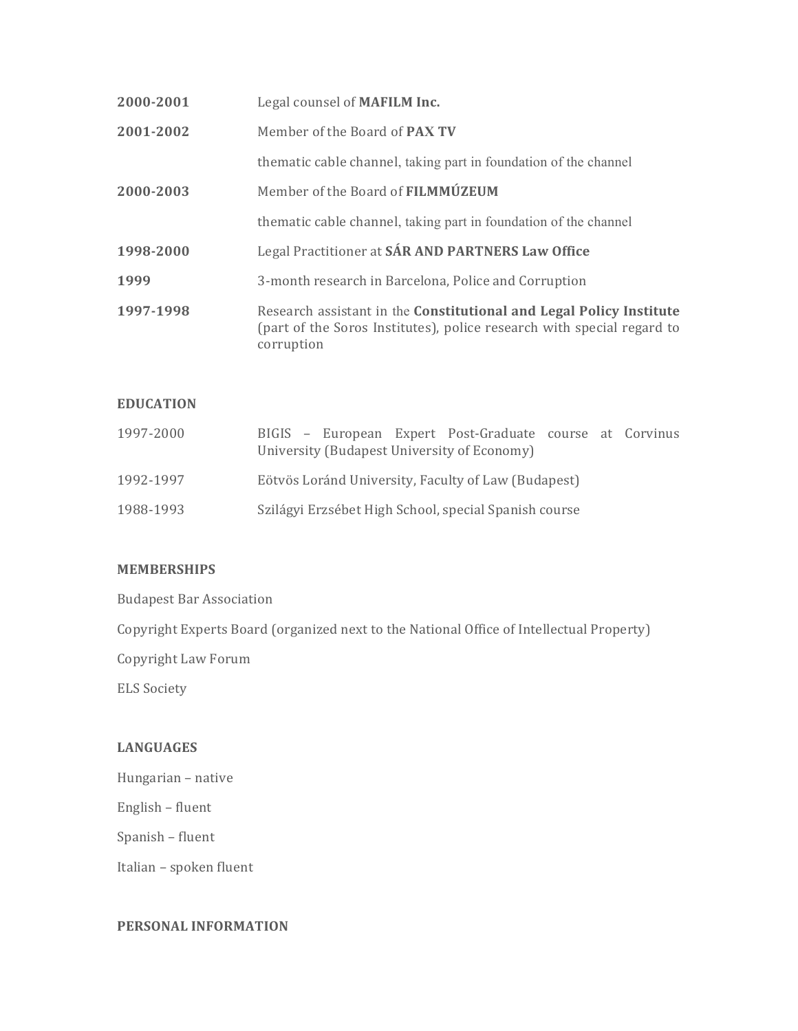| | |
|---|---|
| **2000-2001** | Legal counsel of **MAFILM Inc.** |
| **2001-2002** | Member of the Board of **PAX TV** |
| | thematic cable channel, taking part in foundation of the channel |
| **2000-2003** | Member of the Board of **FILMMÚZEUM** |
| | thematic cable channel, taking part in foundation of the channel |
| **1998-2000** | Legal Practitioner at **SÁR AND PARTNERS Law Office** |
| **1999** | 3-month research in Barcelona, Police and Corruption |
| **1997-1998** | Research assistant in the **Constitutional and Legal Policy Institute** (part of the Soros Institutes), police research with special regard to corruption |

## EDUCATION

| | |
|---|---|
| 1997-2000 | BIGIS – European Expert Post-Graduate course at Corvinus University (Budapest University of Economy) |
| 1992-1997 | Eötvös Loránd University, Faculty of Law (Budapest) |
| 1988-1993 | Szilágyi Erzsébet High School, special Spanish course |

## MEMBERSHIPS

Budapest Bar Association

Copyright Experts Board (organized next to the National Office of Intellectual Property)

Copyright Law Forum

ELS Society

## LANGUAGES

Hungarian – native

English – fluent

Spanish – fluent

Italian – spoken fluent

## PERSONAL INFORMATION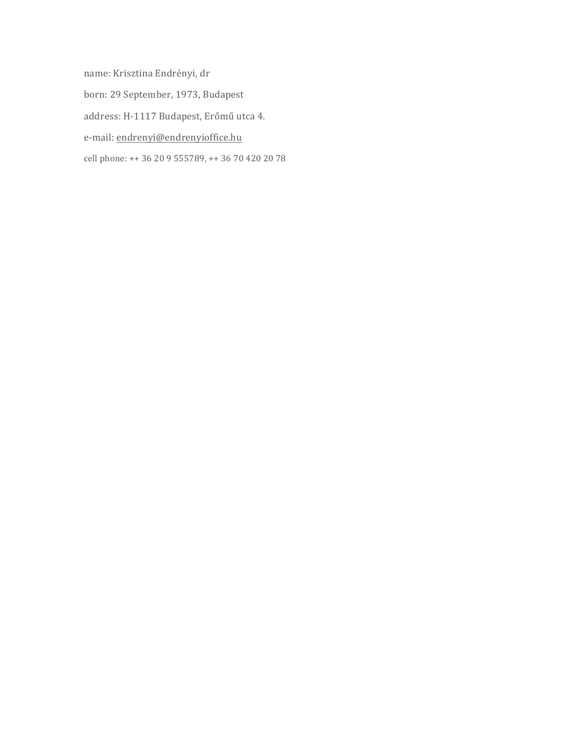name: Krisztina Endrényi, dr

born: 29 September, 1973, Budapest

address: H-1117 Budapest, Erőmű utca 4.

e-mail: endrenyi@endrenyioffice.hu

cell phone: ++ 36 20 9 555789, ++ 36 70 420 20 78